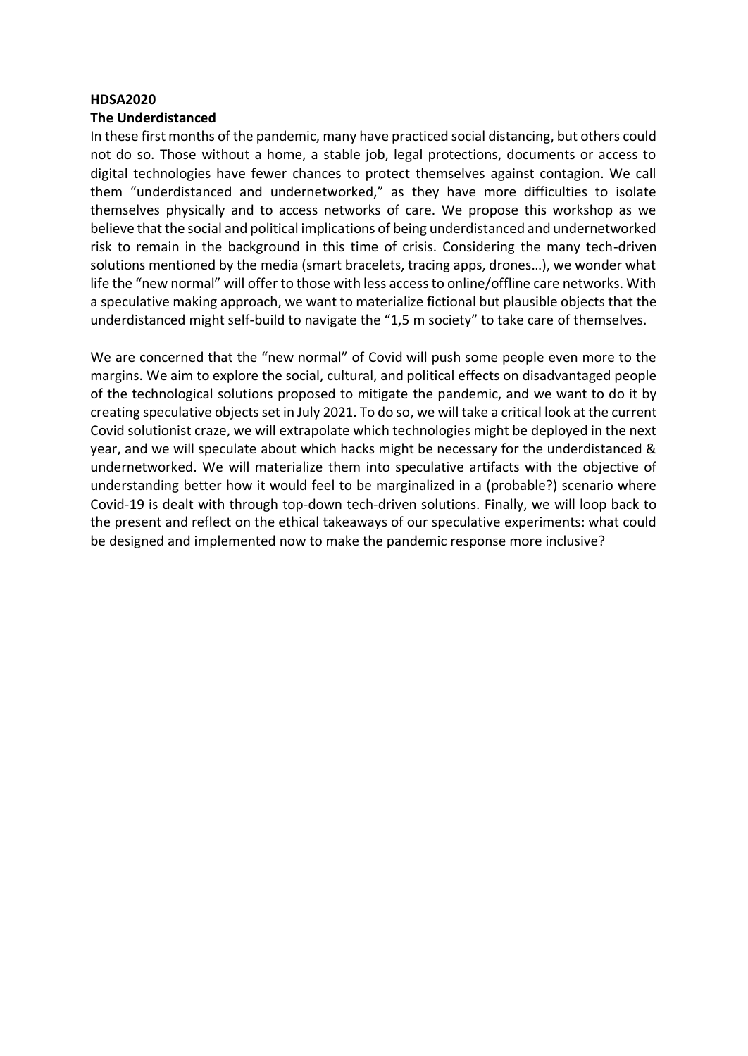**HDSA2020**

**The Underdistanced**

In these first months of the pandemic, many have practiced social distancing, but others could not do so. Those without a home, a stable job, legal protections, documents or access to digital technologies have fewer chances to protect themselves against contagion. We call them "underdistanced and undernetworked," as they have more difficulties to isolate themselves physically and to access networks of care. We propose this workshop as we believe that the social and political implications of being underdistanced and undernetworked risk to remain in the background in this time of crisis. Considering the many tech-driven solutions mentioned by the media (smart bracelets, tracing apps, drones…), we wonder what life the "new normal" will offer to those with less access to online/offline care networks. With a speculative making approach, we want to materialize fictional but plausible objects that the underdistanced might self-build to navigate the "1,5 m society" to take care of themselves.

We are concerned that the "new normal" of Covid will push some people even more to the margins. We aim to explore the social, cultural, and political effects on disadvantaged people of the technological solutions proposed to mitigate the pandemic, and we want to do it by creating speculative objects set in July 2021. To do so, we will take a critical look at the current Covid solutionist craze, we will extrapolate which technologies might be deployed in the next year, and we will speculate about which hacks might be necessary for the underdistanced & undernetworked. We will materialize them into speculative artifacts with the objective of understanding better how it would feel to be marginalized in a (probable?) scenario where Covid-19 is dealt with through top-down tech-driven solutions. Finally, we will loop back to the present and reflect on the ethical takeaways of our speculative experiments: what could be designed and implemented now to make the pandemic response more inclusive?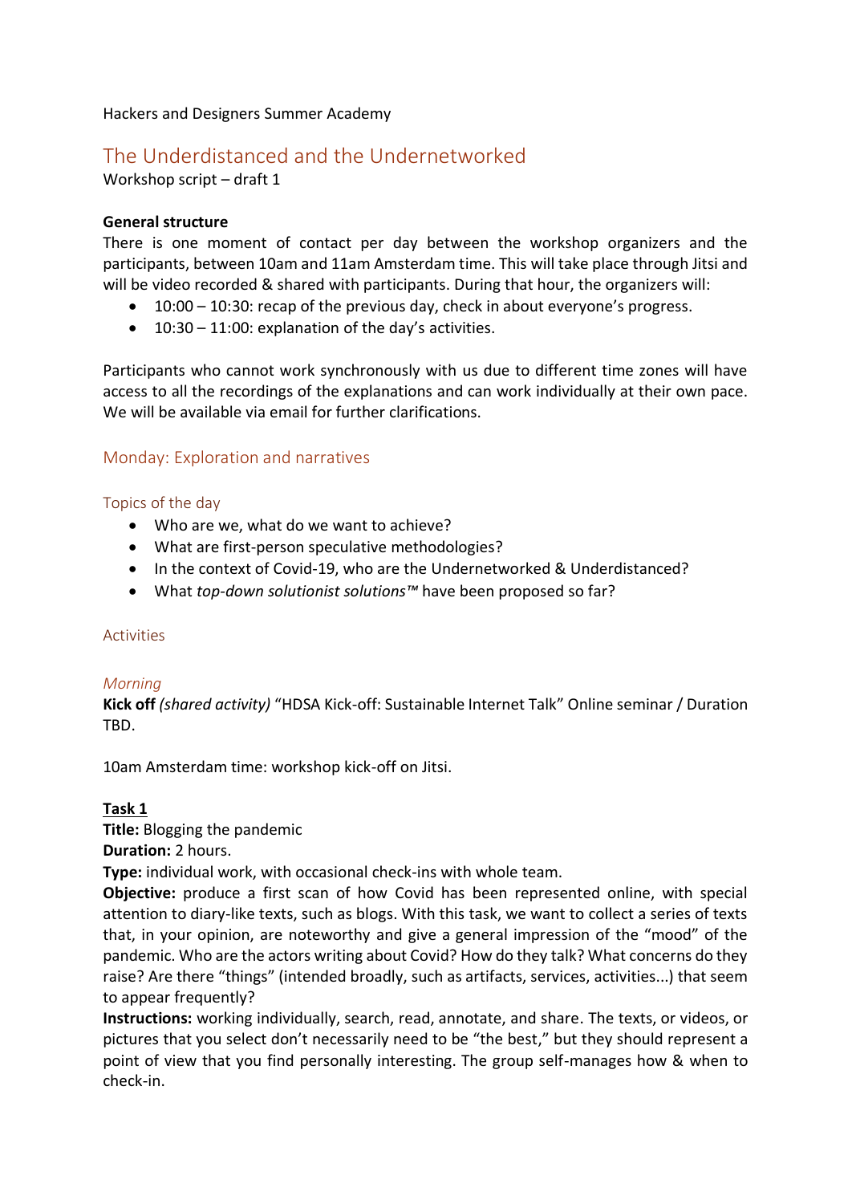Hackers and Designers Summer Academy

# The Underdistanced and the Undernetworked

Workshop script – draft 1

**General structure**

There is one moment of contact per day between the workshop organizers and the participants, between 10am and 11am Amsterdam time. This will take place through Jitsi and will be video recorded & shared with participants. During that hour, the organizers will:

- 10:00 – 10:30: recap of the previous day, check in about everyone's progress.
- 10:30 – 11:00: explanation of the day's activities.

Participants who cannot work synchronously with us due to different time zones will have access to all the recordings of the explanations and can work individually at their own pace. We will be available via email for further clarifications.

## Monday: Exploration and narratives

### Topics of the day

- Who are we, what do we want to achieve?
- What are first-person speculative methodologies?
- In the context of Covid-19, who are the Undernetworked & Underdistanced?
- What *top-down solutionist solutions™* have been proposed so far?

### Activities

#### *Morning*

**Kick off** *(shared activity)* "HDSA Kick-off: Sustainable Internet Talk" Online seminar / Duration TBD.

10am Amsterdam time: workshop kick-off on Jitsi.

**Task 1**

**Title:** Blogging the pandemic

**Duration:** 2 hours.

**Type:** individual work, with occasional check-ins with whole team.

**Objective:** produce a first scan of how Covid has been represented online, with special attention to diary-like texts, such as blogs. With this task, we want to collect a series of texts that, in your opinion, are noteworthy and give a general impression of the "mood" of the pandemic. Who are the actors writing about Covid? How do they talk? What concerns do they raise? Are there "things" (intended broadly, such as artifacts, services, activities...) that seem to appear frequently?

**Instructions:** working individually, search, read, annotate, and share. The texts, or videos, or pictures that you select don't necessarily need to be "the best," but they should represent a point of view that you find personally interesting. The group self-manages how & when to check-in.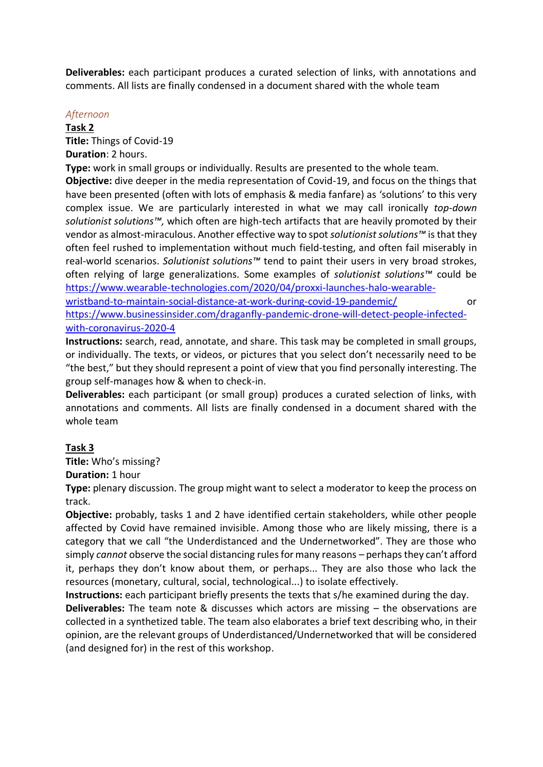**Deliverables:** each participant produces a curated selection of links, with annotations and comments. All lists are finally condensed in a document shared with the whole team

*Afternoon*

**Task 2**

**Title:** Things of Covid-19

**Duration**: 2 hours.

**Type:** work in small groups or individually. Results are presented to the whole team.

**Objective:** dive deeper in the media representation of Covid-19, and focus on the things that have been presented (often with lots of emphasis & media fanfare) as 'solutions' to this very complex issue. We are particularly interested in what we may call ironically *top-down solutionist solutions™,* which often are high-tech artifacts that are heavily promoted by their vendor as almost-miraculous. Another effective way to spot *solutionist solutions™* is that they often feel rushed to implementation without much field-testing, and often fail miserably in real-world scenarios. *Solutionist solutions™* tend to paint their users in very broad strokes, often relying of large generalizations. Some examples of *solutionist solutions™* could be https://www.wearable-technologies.com/2020/04/proxxi-launches-halo-wearable-wristband-to-maintain-social-distance-at-work-during-covid-19-pandemic/ or https://www.businessinsider.com/draganfly-pandemic-drone-will-detect-people-infected-with-coronavirus-2020-4

**Instructions:** search, read, annotate, and share. This task may be completed in small groups, or individually. The texts, or videos, or pictures that you select don't necessarily need to be "the best," but they should represent a point of view that you find personally interesting. The group self-manages how & when to check-in.

**Deliverables:** each participant (or small group) produces a curated selection of links, with annotations and comments. All lists are finally condensed in a document shared with the whole team

**Task 3**

**Title:** Who's missing?

**Duration:** 1 hour

**Type:** plenary discussion. The group might want to select a moderator to keep the process on track.

**Objective:** probably, tasks 1 and 2 have identified certain stakeholders, while other people affected by Covid have remained invisible. Among those who are likely missing, there is a category that we call "the Underdistanced and the Undernetworked". They are those who simply *cannot* observe the social distancing rules for many reasons – perhaps they can't afford it, perhaps they don't know about them, or perhaps... They are also those who lack the resources (monetary, cultural, social, technological...) to isolate effectively.

**Instructions:** each participant briefly presents the texts that s/he examined during the day.

**Deliverables:** The team note & discusses which actors are missing – the observations are collected in a synthetized table. The team also elaborates a brief text describing who, in their opinion, are the relevant groups of Underdistanced/Undernetworked that will be considered (and designed for) in the rest of this workshop.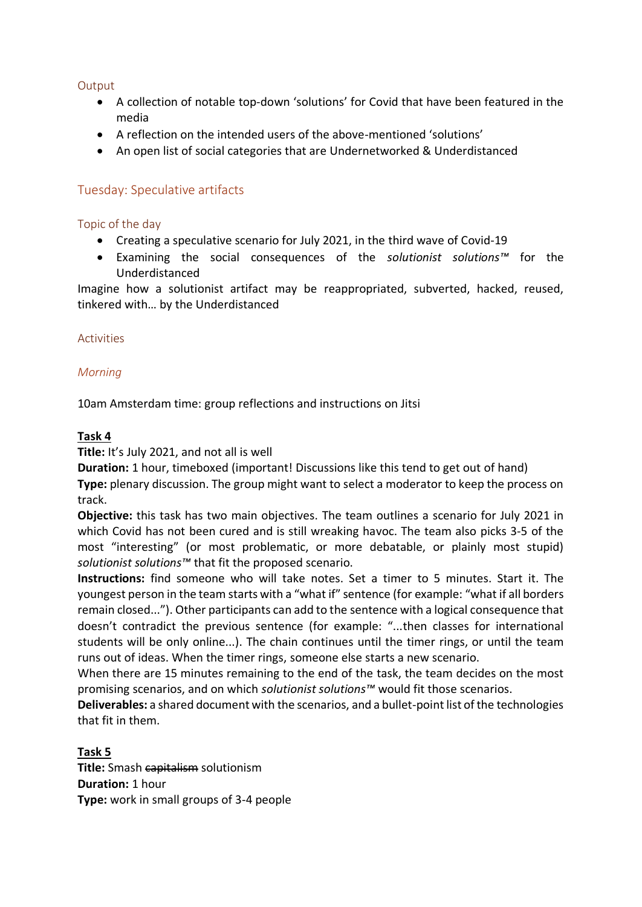### Output

- A collection of notable top-down ‘solutions’ for Covid that have been featured in the media
- A reflection on the intended users of the above-mentioned ‘solutions’
- An open list of social categories that are Undernetworked & Underdistanced

## Tuesday: Speculative artifacts

### Topic of the day

- Creating a speculative scenario for July 2021, in the third wave of Covid-19
- Examining the social consequences of the *solutionist solutions™* for the Underdistanced

Imagine how a solutionist artifact may be reappropriated, subverted, hacked, reused, tinkered with… by the Underdistanced

### Activities

#### *Morning*

10am Amsterdam time: group reflections and instructions on Jitsi

**Task 4**

**Title:** It’s July 2021, and not all is well

**Duration:** 1 hour, timeboxed (important! Discussions like this tend to get out of hand)

**Type:** plenary discussion. The group might want to select a moderator to keep the process on track.

**Objective:** this task has two main objectives. The team outlines a scenario for July 2021 in which Covid has not been cured and is still wreaking havoc. The team also picks 3-5 of the most “interesting” (or most problematic, or more debatable, or plainly most stupid) *solutionist solutions™* that fit the proposed scenario.

**Instructions:** find someone who will take notes. Set a timer to 5 minutes. Start it. The youngest person in the team starts with a “what if” sentence (for example: “what if all borders remain closed...”). Other participants can add to the sentence with a logical consequence that doesn’t contradict the previous sentence (for example: “...then classes for international students will be only online...). The chain continues until the timer rings, or until the team runs out of ideas. When the timer rings, someone else starts a new scenario.

When there are 15 minutes remaining to the end of the task, the team decides on the most promising scenarios, and on which *solutionist solutions™* would fit those scenarios.

**Deliverables:** a shared document with the scenarios, and a bullet-point list of the technologies that fit in them.

**Task 5**

**Title:** Smash ~~capitalism~~ solutionism

**Duration:** 1 hour

**Type:** work in small groups of 3-4 people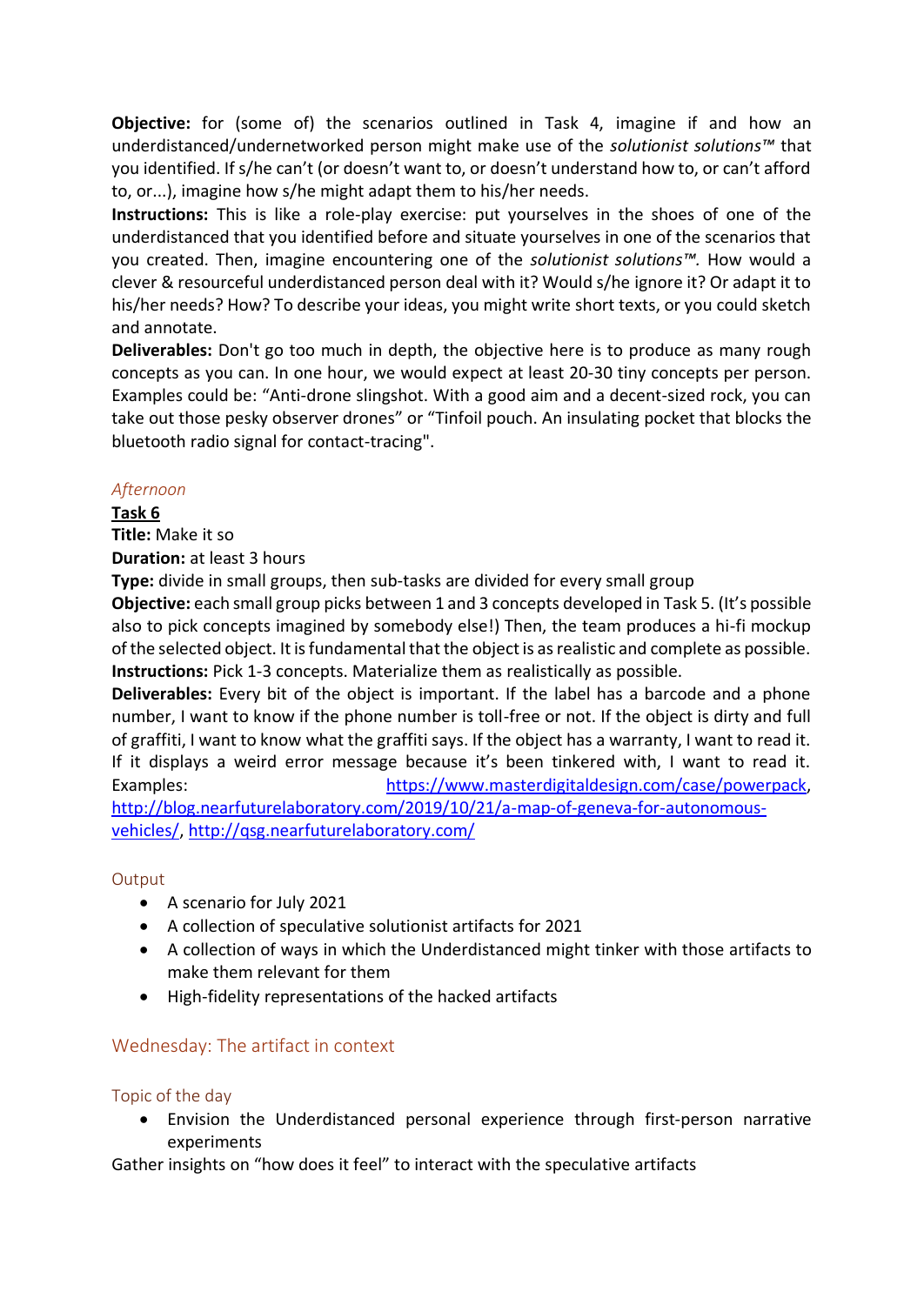**Objective:** for (some of) the scenarios outlined in Task 4, imagine if and how an underdistanced/undernetworked person might make use of the *solutionist solutions™* that you identified. If s/he can't (or doesn't want to, or doesn't understand how to, or can't afford to, or...), imagine how s/he might adapt them to his/her needs.

**Instructions:** This is like a role-play exercise: put yourselves in the shoes of one of the underdistanced that you identified before and situate yourselves in one of the scenarios that you created. Then, imagine encountering one of the *solutionist solutions™.* How would a clever & resourceful underdistanced person deal with it? Would s/he ignore it? Or adapt it to his/her needs? How? To describe your ideas, you might write short texts, or you could sketch and annotate.

**Deliverables:** Don't go too much in depth, the objective here is to produce as many rough concepts as you can. In one hour, we would expect at least 20-30 tiny concepts per person. Examples could be: "Anti-drone slingshot. With a good aim and a decent-sized rock, you can take out those pesky observer drones" or "Tinfoil pouch. An insulating pocket that blocks the bluetooth radio signal for contact-tracing".

*Afternoon*

**Task 6**

**Title:** Make it so

**Duration:** at least 3 hours

**Type:** divide in small groups, then sub-tasks are divided for every small group

**Objective:** each small group picks between 1 and 3 concepts developed in Task 5. (It's possible also to pick concepts imagined by somebody else!) Then, the team produces a hi-fi mockup of the selected object. It is fundamental that the object is as realistic and complete as possible.

**Instructions:** Pick 1-3 concepts. Materialize them as realistically as possible.

**Deliverables:** Every bit of the object is important. If the label has a barcode and a phone number, I want to know if the phone number is toll-free or not. If the object is dirty and full of graffiti, I want to know what the graffiti says. If the object has a warranty, I want to read it. If it displays a weird error message because it's been tinkered with, I want to read it. Examples: https://www.masterdigitaldesign.com/case/powerpack, http://blog.nearfuturelaboratory.com/2019/10/21/a-map-of-geneva-for-autonomous-vehicles/, http://qsg.nearfuturelaboratory.com/

Output

- A scenario for July 2021
- A collection of speculative solutionist artifacts for 2021
- A collection of ways in which the Underdistanced might tinker with those artifacts to make them relevant for them
- High-fidelity representations of the hacked artifacts

## Wednesday: The artifact in context

Topic of the day

- Envision the Underdistanced personal experience through first-person narrative experiments

Gather insights on "how does it feel" to interact with the speculative artifacts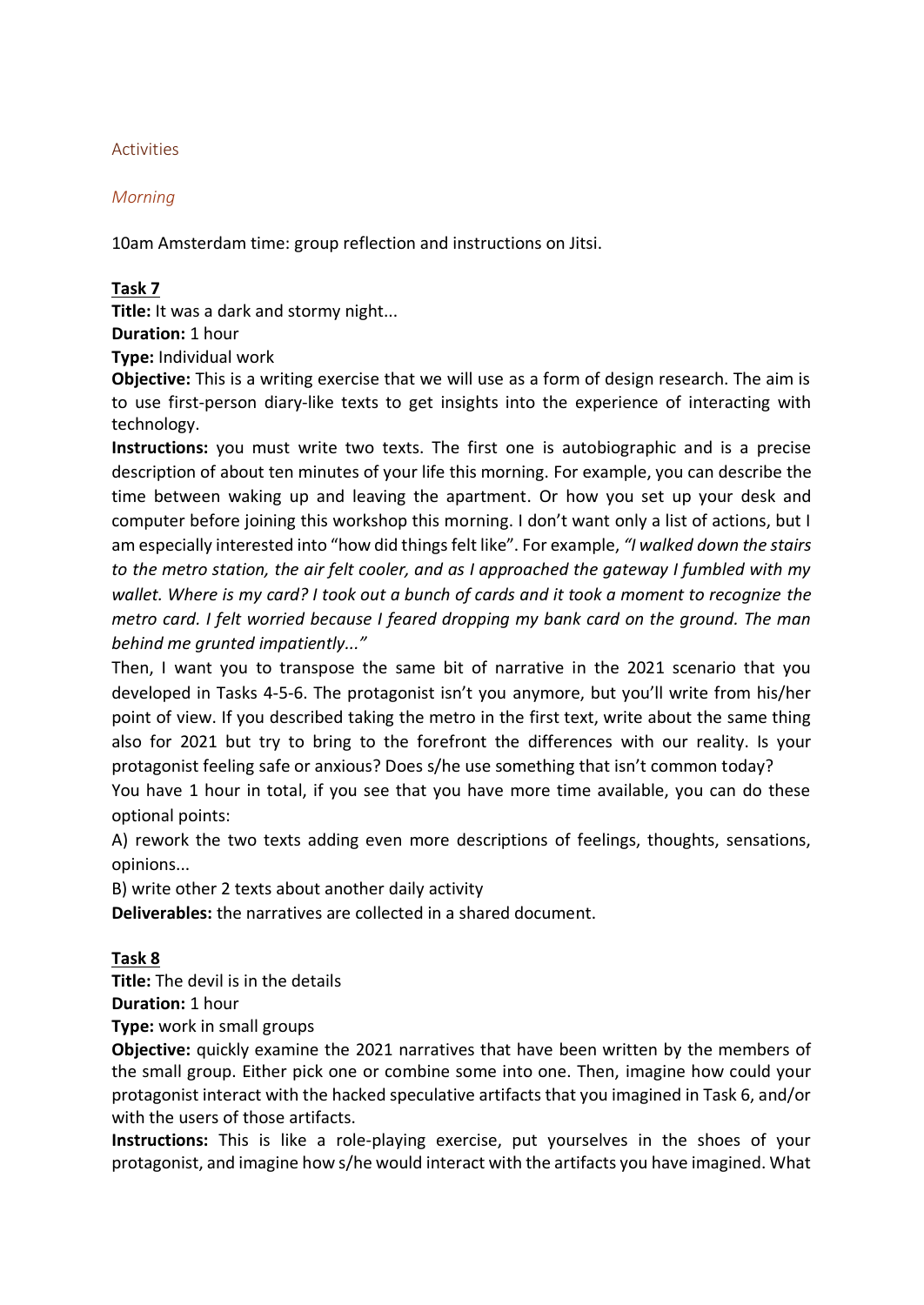## Activities

### *Morning*

10am Amsterdam time: group reflection and instructions on Jitsi.

**Task 7**

**Title:** It was a dark and stormy night...

**Duration:** 1 hour

**Type:** Individual work

**Objective:** This is a writing exercise that we will use as a form of design research. The aim is to use first-person diary-like texts to get insights into the experience of interacting with technology.

**Instructions:** you must write two texts. The first one is autobiographic and is a precise description of about ten minutes of your life this morning. For example, you can describe the time between waking up and leaving the apartment. Or how you set up your desk and computer before joining this workshop this morning. I don't want only a list of actions, but I am especially interested into "how did things felt like". For example, *"I walked down the stairs to the metro station, the air felt cooler, and as I approached the gateway I fumbled with my wallet. Where is my card? I took out a bunch of cards and it took a moment to recognize the metro card. I felt worried because I feared dropping my bank card on the ground. The man behind me grunted impatiently..."*

Then, I want you to transpose the same bit of narrative in the 2021 scenario that you developed in Tasks 4-5-6. The protagonist isn't you anymore, but you'll write from his/her point of view. If you described taking the metro in the first text, write about the same thing also for 2021 but try to bring to the forefront the differences with our reality. Is your protagonist feeling safe or anxious? Does s/he use something that isn't common today?

You have 1 hour in total, if you see that you have more time available, you can do these optional points:

A) rework the two texts adding even more descriptions of feelings, thoughts, sensations, opinions...

B) write other 2 texts about another daily activity

**Deliverables:** the narratives are collected in a shared document.

**Task 8**

**Title:** The devil is in the details

**Duration:** 1 hour

**Type:** work in small groups

**Objective:** quickly examine the 2021 narratives that have been written by the members of the small group. Either pick one or combine some into one. Then, imagine how could your protagonist interact with the hacked speculative artifacts that you imagined in Task 6, and/or with the users of those artifacts.

**Instructions:** This is like a role-playing exercise, put yourselves in the shoes of your protagonist, and imagine how s/he would interact with the artifacts you have imagined. What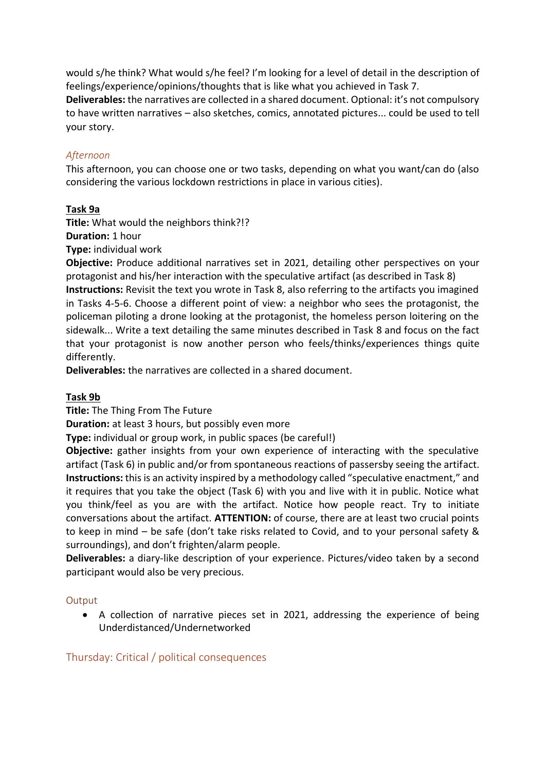would s/he think? What would s/he feel? I'm looking for a level of detail in the description of feelings/experience/opinions/thoughts that is like what you achieved in Task 7.

**Deliverables:** the narratives are collected in a shared document. Optional: it's not compulsory to have written narratives – also sketches, comics, annotated pictures... could be used to tell your story.

### *Afternoon*

This afternoon, you can choose one or two tasks, depending on what you want/can do (also considering the various lockdown restrictions in place in various cities).

**Task 9a**

**Title:** What would the neighbors think?!?

**Duration:** 1 hour

**Type:** individual work

**Objective:** Produce additional narratives set in 2021, detailing other perspectives on your protagonist and his/her interaction with the speculative artifact (as described in Task 8)

**Instructions:** Revisit the text you wrote in Task 8, also referring to the artifacts you imagined in Tasks 4-5-6. Choose a different point of view: a neighbor who sees the protagonist, the policeman piloting a drone looking at the protagonist, the homeless person loitering on the sidewalk... Write a text detailing the same minutes described in Task 8 and focus on the fact that your protagonist is now another person who feels/thinks/experiences things quite differently.

**Deliverables:** the narratives are collected in a shared document.

**Task 9b**

**Title:** The Thing From The Future

**Duration:** at least 3 hours, but possibly even more

**Type:** individual or group work, in public spaces (be careful!)

**Objective:** gather insights from your own experience of interacting with the speculative artifact (Task 6) in public and/or from spontaneous reactions of passersby seeing the artifact.

**Instructions:** this is an activity inspired by a methodology called "speculative enactment," and it requires that you take the object (Task 6) with you and live with it in public. Notice what you think/feel as you are with the artifact. Notice how people react. Try to initiate conversations about the artifact. **ATTENTION:** of course, there are at least two crucial points to keep in mind – be safe (don't take risks related to Covid, and to your personal safety & surroundings), and don't frighten/alarm people.

**Deliverables:** a diary-like description of your experience. Pictures/video taken by a second participant would also be very precious.

### Output

- A collection of narrative pieces set in 2021, addressing the experience of being Underdistanced/Undernetworked

## Thursday: Critical / political consequences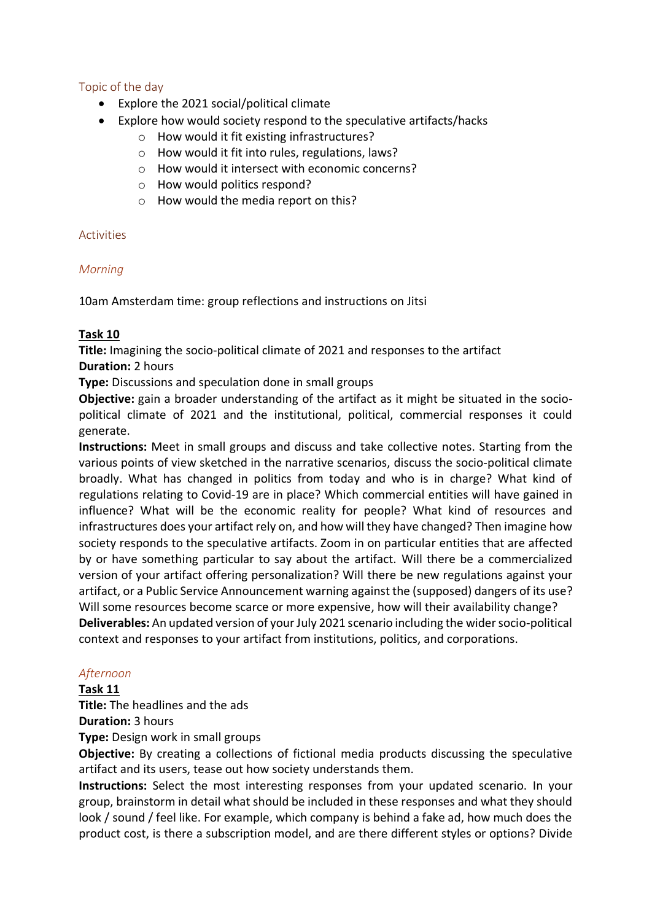## Topic of the day

- Explore the 2021 social/political climate
- Explore how would society respond to the speculative artifacts/hacks
  - How would it fit existing infrastructures?
  - How would it fit into rules, regulations, laws?
  - How would it intersect with economic concerns?
  - How would politics respond?
  - How would the media report on this?

## Activities

### *Morning*

10am Amsterdam time: group reflections and instructions on Jitsi

**Task 10**

**Title:** Imagining the socio-political climate of 2021 and responses to the artifact
**Duration:** 2 hours
**Type:** Discussions and speculation done in small groups
**Objective:** gain a broader understanding of the artifact as it might be situated in the socio-political climate of 2021 and the institutional, political, commercial responses it could generate.
**Instructions:** Meet in small groups and discuss and take collective notes. Starting from the various points of view sketched in the narrative scenarios, discuss the socio-political climate broadly. What has changed in politics from today and who is in charge? What kind of regulations relating to Covid-19 are in place? Which commercial entities will have gained in influence? What will be the economic reality for people? What kind of resources and infrastructures does your artifact rely on, and how will they have changed? Then imagine how society responds to the speculative artifacts. Zoom in on particular entities that are affected by or have something particular to say about the artifact. Will there be a commercialized version of your artifact offering personalization? Will there be new regulations against your artifact, or a Public Service Announcement warning against the (supposed) dangers of its use? Will some resources become scarce or more expensive, how will their availability change?
**Deliverables:** An updated version of your July 2021 scenario including the wider socio-political context and responses to your artifact from institutions, politics, and corporations.

### *Afternoon*

**Task 11**

**Title:** The headlines and the ads
**Duration:** 3 hours
**Type:** Design work in small groups
**Objective:** By creating a collections of fictional media products discussing the speculative artifact and its users, tease out how society understands them.
**Instructions:** Select the most interesting responses from your updated scenario. In your group, brainstorm in detail what should be included in these responses and what they should look / sound / feel like. For example, which company is behind a fake ad, how much does the product cost, is there a subscription model, and are there different styles or options? Divide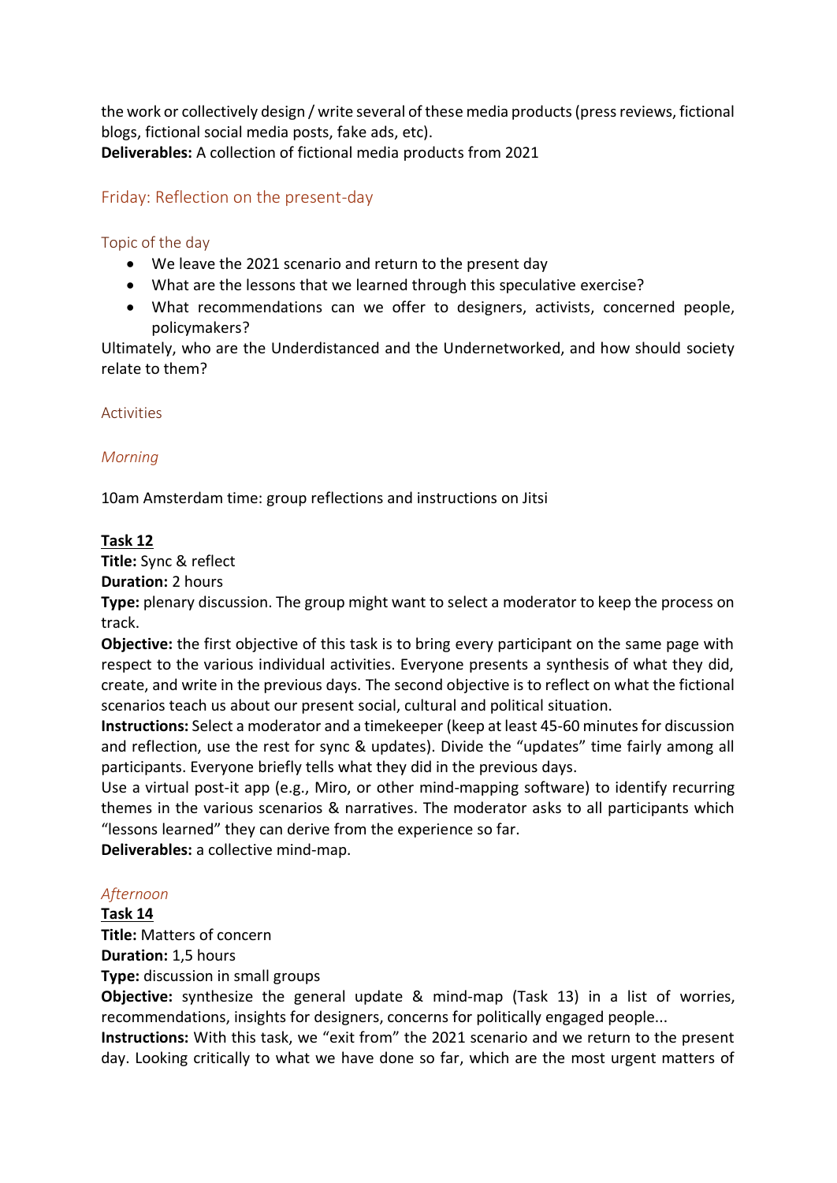the work or collectively design / write several of these media products (press reviews, fictional blogs, fictional social media posts, fake ads, etc).
**Deliverables:** A collection of fictional media products from 2021

## Friday: Reflection on the present-day

### Topic of the day

- We leave the 2021 scenario and return to the present day
- What are the lessons that we learned through this speculative exercise?
- What recommendations can we offer to designers, activists, concerned people, policymakers?

Ultimately, who are the Underdistanced and the Undernetworked, and how should society relate to them?

### Activities

#### *Morning*

10am Amsterdam time: group reflections and instructions on Jitsi

**Task 12**
**Title:** Sync & reflect
**Duration:** 2 hours
**Type:** plenary discussion. The group might want to select a moderator to keep the process on track.
**Objective:** the first objective of this task is to bring every participant on the same page with respect to the various individual activities. Everyone presents a synthesis of what they did, create, and write in the previous days. The second objective is to reflect on what the fictional scenarios teach us about our present social, cultural and political situation.
**Instructions:** Select a moderator and a timekeeper (keep at least 45-60 minutes for discussion and reflection, use the rest for sync & updates). Divide the "updates" time fairly among all participants. Everyone briefly tells what they did in the previous days.
Use a virtual post-it app (e.g., Miro, or other mind-mapping software) to identify recurring themes in the various scenarios & narratives. The moderator asks to all participants which "lessons learned" they can derive from the experience so far.
**Deliverables:** a collective mind-map.

#### *Afternoon*

**Task 14**
**Title:** Matters of concern
**Duration:** 1,5 hours
**Type:** discussion in small groups
**Objective:** synthesize the general update & mind-map (Task 13) in a list of worries, recommendations, insights for designers, concerns for politically engaged people...
**Instructions:** With this task, we "exit from" the 2021 scenario and we return to the present day. Looking critically to what we have done so far, which are the most urgent matters of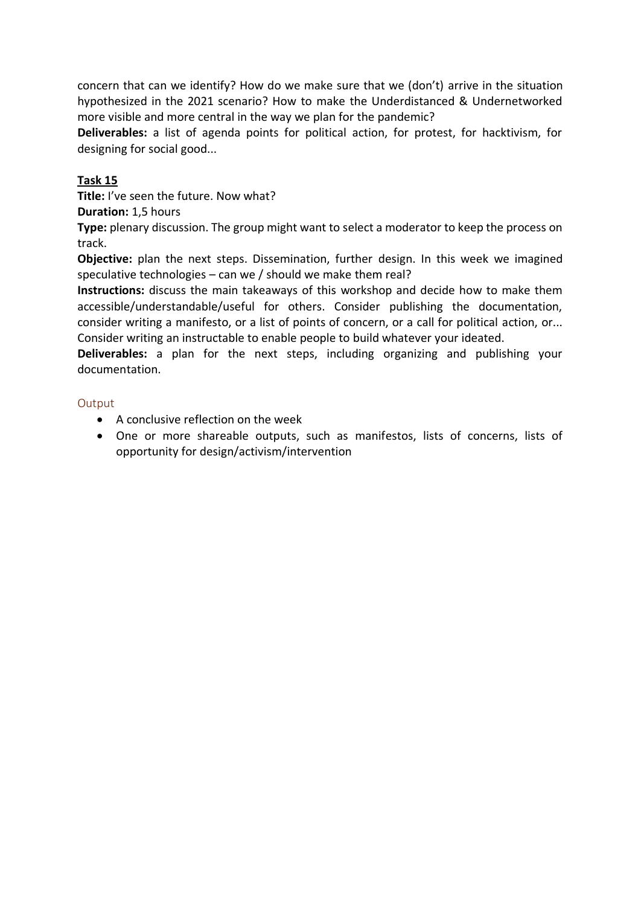concern that can we identify? How do we make sure that we (don't) arrive in the situation hypothesized in the 2021 scenario? How to make the Underdistanced & Undernetworked more visible and more central in the way we plan for the pandemic?

**Deliverables:** a list of agenda points for political action, for protest, for hacktivism, for designing for social good...

**Task 15**

**Title:** I've seen the future. Now what?

**Duration:** 1,5 hours

**Type:** plenary discussion. The group might want to select a moderator to keep the process on track.

**Objective:** plan the next steps. Dissemination, further design. In this week we imagined speculative technologies – can we / should we make them real?

**Instructions:** discuss the main takeaways of this workshop and decide how to make them accessible/understandable/useful for others. Consider publishing the documentation, consider writing a manifesto, or a list of points of concern, or a call for political action, or... Consider writing an instructable to enable people to build whatever your ideated.

**Deliverables:** a plan for the next steps, including organizing and publishing your documentation.

### Output

- A conclusive reflection on the week
- One or more shareable outputs, such as manifestos, lists of concerns, lists of opportunity for design/activism/intervention